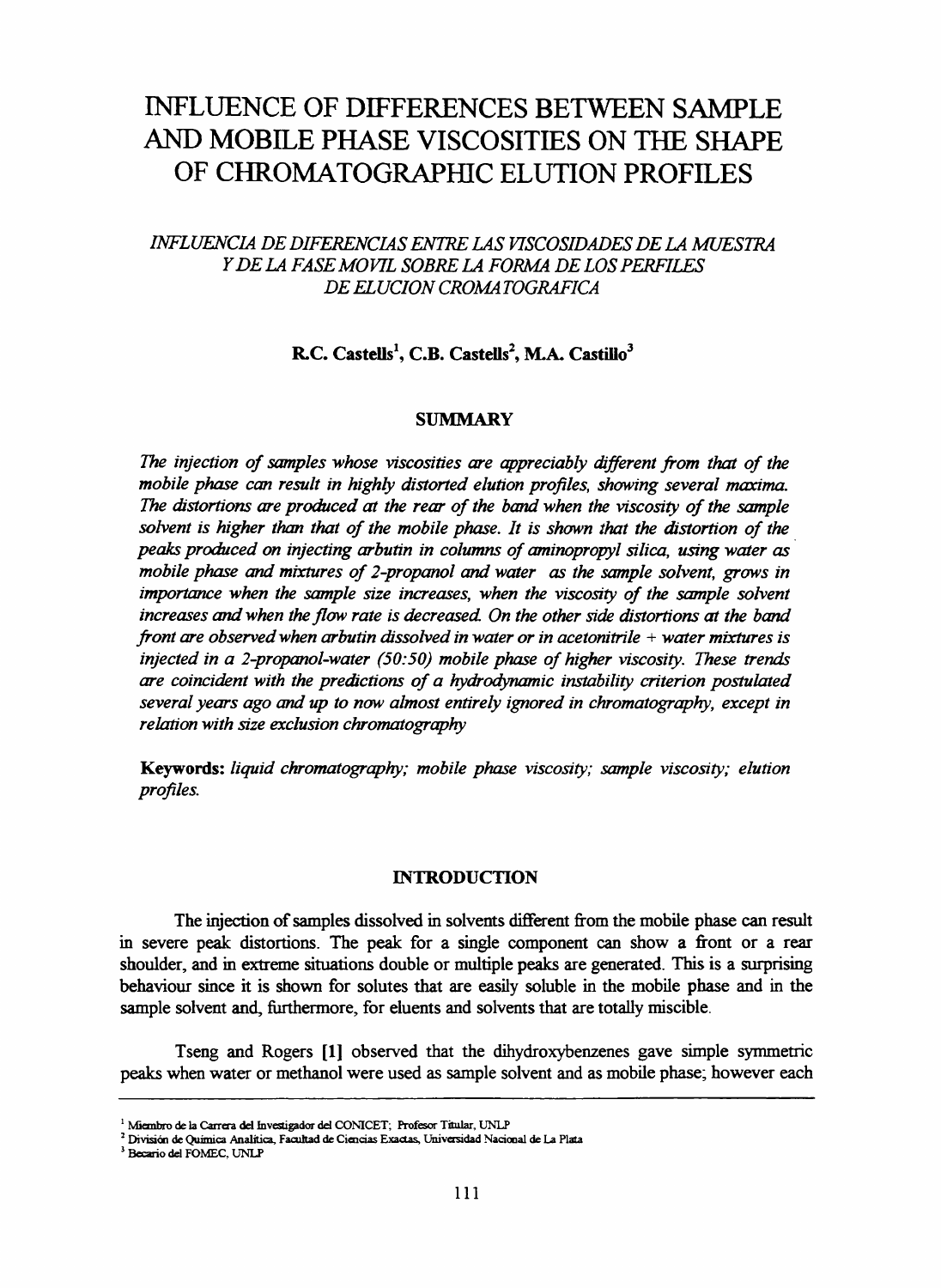# INFLUENCE OF DIFFERENCES BETWEEN SAMPLE AND MOBILE PHASE VISCOSITIES ON THE SHAPE OF CHROMATOGRAPHIC ELUTION PROFILES

### *INFLUENCIA DE DIFERENCIAS ENTRE LAS VISCOSIDADES DE LA MUESTRA Y DE LA FASE MOVIL SOBRE LA FORMA DE LOS PERFILES DE ELUCION CROMATOGRAFICA*

**R.C. Castells[1], C.B. Castells[2], M.A. Castillo[3]**

## SUMMARY

*The injection of samples whose viscosities are appreciably different from that of the mobile phase can result in highly distorted elution profiles, showing several maxima. The distortions are produced at the rear of the band when the viscosity of the sample solvent is higher than that of the mobile phase. It is shown that the distortion of the peaks produced on injecting arbutin in columns of aminopropyl silica, using water as mobile phase and mixtures of 2-propanol and water as the sample solvent, grows in importance when the sample size increases, when the viscosity of the sample solvent increases and when the flow rate is decreased. On the other side distortions at the band front are observed when arbutin dissolved in water or in acetonitrile + water mixtures is injected in a 2-propanol-water (50:50) mobile phase of higher viscosity. These trends are coincident with the predictions of a hydrodynamic instability criterion postulated several years ago and up to now almost entirely ignored in chromatography, except in relation with size exclusion chromatography*

**Keywords:** *liquid chromatography; mobile phase viscosity; sample viscosity; elution profiles.*

## INTRODUCTION

The injection of samples dissolved in solvents different from the mobile phase can result in severe peak distortions. The peak for a single component can show a front or a rear shoulder, and in extreme situations double or multiple peaks are generated. This is a surprising behaviour since it is shown for solutes that are easily soluble in the mobile phase and in the sample solvent and, furthermore, for eluents and solvents that are totally miscible.

Tseng and Rogers [1] observed that the dihydroxybenzenes gave simple symmetric peaks when water or methanol were used as sample solvent and as mobile phase; however each

---

[1] Miembro de la Carrera del Investigador del CONICET; Profesor Titular, UNLP

[2] División de Química Analítica, Facultad de Ciencias Exactas, Universidad Nacional de La Plata

[3] Becario del FOMEC, UNLP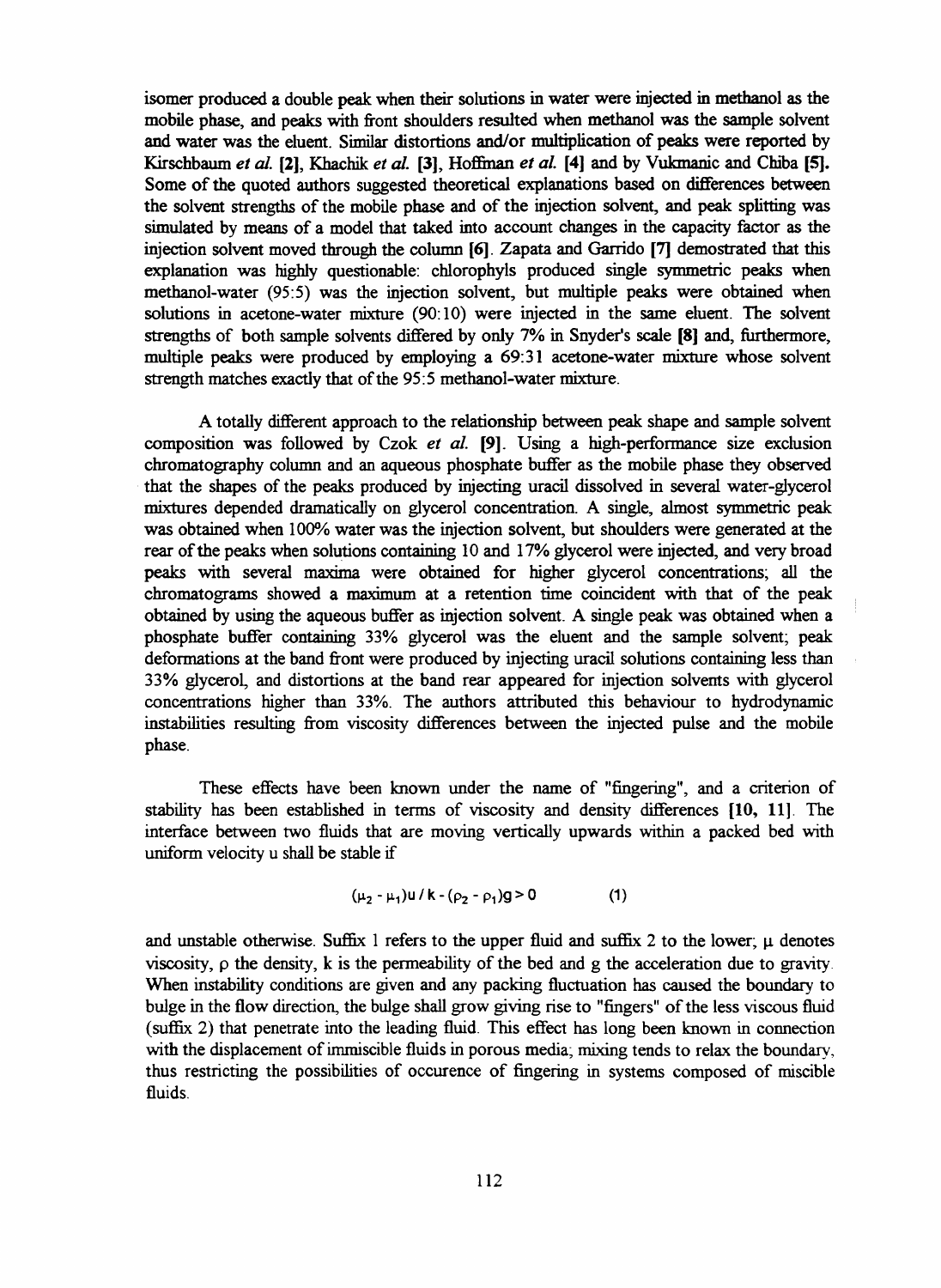isomer produced a double peak when their solutions in water were injected in methanol as the mobile phase, and peaks with front shoulders resulted when methanol was the sample solvent and water was the eluent. Similar distortions and/or multiplication of peaks were reported by Kirschbaum *et al.* **[2]**, Khachik *et al.* **[3]**, Hoffman *et al.* **[4]** and by Vukmanic and Chiba **[5].** Some of the quoted authors suggested theoretical explanations based on differences between the solvent strengths of the mobile phase and of the injection solvent, and peak splitting was simulated by means of a model that taked into account changes in the capacity factor as the injection solvent moved through the column **[6]**. Zapata and Garrido **[7]** demostrated that this explanation was highly questionable: chlorophyls produced single symmetric peaks when methanol-water (95:5) was the injection solvent, but multiple peaks were obtained when solutions in acetone-water mixture (90:10) were injected in the same eluent. The solvent strengths of both sample solvents differed by only 7% in Snyder's scale **[8]** and, furthermore, multiple peaks were produced by employing a 69:31 acetone-water mixture whose solvent strength matches exactly that of the 95:5 methanol-water mixture.

A totally different approach to the relationship between peak shape and sample solvent composition was followed by Czok *et al.* **[9]**. Using a high-performance size exclusion chromatography column and an aqueous phosphate buffer as the mobile phase they observed that the shapes of the peaks produced by injecting uracil dissolved in several water-glycerol mixtures depended dramatically on glycerol concentration. A single, almost symmetric peak was obtained when 100% water was the injection solvent, but shoulders were generated at the rear of the peaks when solutions containing 10 and 17% glycerol were injected, and very broad peaks with several maxima were obtained for higher glycerol concentrations; all the chromatograms showed a maximum at a retention time coincident with that of the peak obtained by using the aqueous buffer as injection solvent. A single peak was obtained when a phosphate buffer containing 33% glycerol was the eluent and the sample solvent; peak deformations at the band front were produced by injecting uracil solutions containing less than 33% glycerol, and distortions at the band rear appeared for injection solvents with glycerol concentrations higher than 33%. The authors attributed this behaviour to hydrodynamic instabilities resulting from viscosity differences between the injected pulse and the mobile phase.

These effects have been known under the name of "fingering", and a criterion of stability has been established in terms of viscosity and density differences **[10, 11]**. The interface between two fluids that are moving vertically upwards within a packed bed with uniform velocity u shall be stable if

$$(\mu_2 - \mu_1)u / k - (\rho_2 - \rho_1)g > 0 \qquad (1)$$

and unstable otherwise. Suffix 1 refers to the upper fluid and suffix 2 to the lower; $\mu$ denotes viscosity, $\rho$ the density, k is the permeability of the bed and g the acceleration due to gravity. When instability conditions are given and any packing fluctuation has caused the boundary to bulge in the flow direction, the bulge shall grow giving rise to "fingers" of the less viscous fluid (suffix 2) that penetrate into the leading fluid. This effect has long been known in connection with the displacement of immiscible fluids in porous media; mixing tends to relax the boundary, thus restricting the possibilities of occurence of fingering in systems composed of miscible fluids.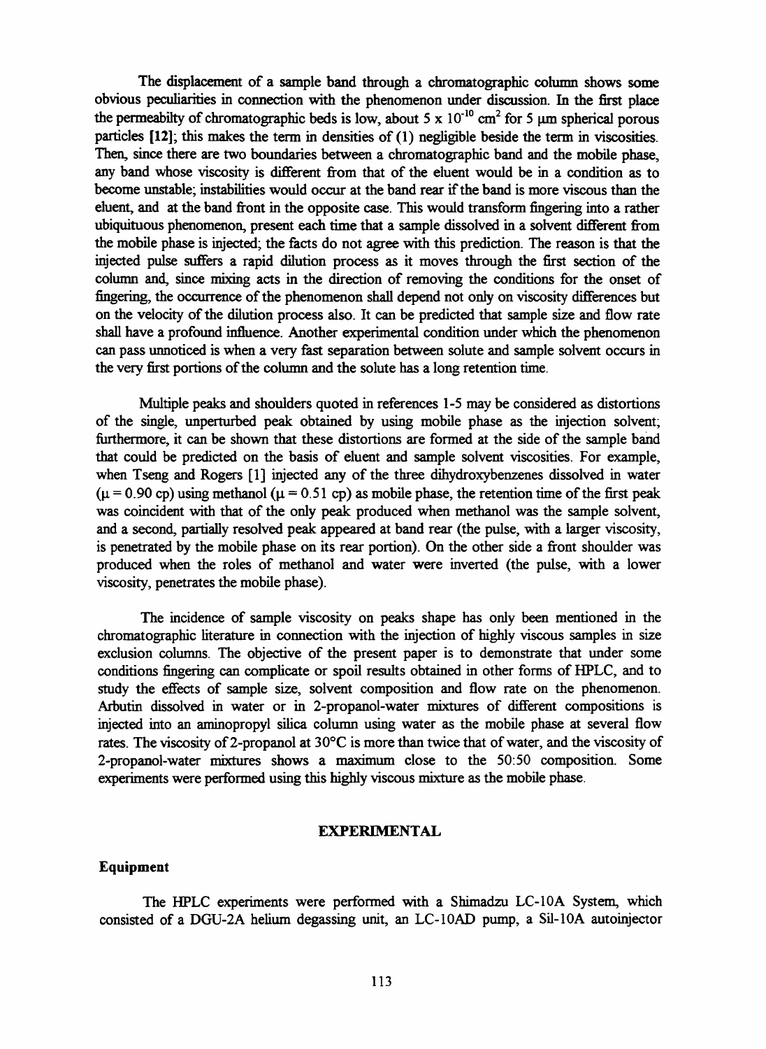The displacement of a sample band through a chromatographic column shows some obvious peculiarities in connection with the phenomenon under discussion. In the first place the permeabilty of chromatographic beds is low, about $5 \times 10^{-10}$ cm$^2$ for 5 μm spherical porous particles [12]; this makes the term in densities of (1) negligible beside the term in viscosities. Then, since there are two boundaries between a chromatographic band and the mobile phase, any band whose viscosity is different from that of the eluent would be in a condition as to become unstable; instabilities would occur at the band rear if the band is more viscous than the eluent, and at the band front in the opposite case. This would transform fingering into a rather ubiquituous phenomenon, present each time that a sample dissolved in a solvent different from the mobile phase is injected; the facts do not agree with this prediction. The reason is that the injected pulse suffers a rapid dilution process as it moves through the first section of the column and, since mixing acts in the direction of removing the conditions for the onset of fingering, the occurrence of the phenomenon shall depend not only on viscosity differences but on the velocity of the dilution process also. It can be predicted that sample size and flow rate shall have a profound influence. Another experimental condition under which the phenomenon can pass unnoticed is when a very fast separation between solute and sample solvent occurs in the very first portions of the column and the solute has a long retention time.

Multiple peaks and shoulders quoted in references 1-5 may be considered as distortions of the single, unperturbed peak obtained by using mobile phase as the injection solvent; furthermore, it can be shown that these distortions are formed at the side of the sample band that could be predicted on the basis of eluent and sample solvent viscosities. For example, when Tseng and Rogers [1] injected any of the three dihydroxybenzenes dissolved in water ($\mu = 0.90$ cp) using methanol ($\mu = 0.51$ cp) as mobile phase, the retention time of the first peak was coincident with that of the only peak produced when methanol was the sample solvent, and a second, partially resolved peak appeared at band rear (the pulse, with a larger viscosity, is penetrated by the mobile phase on its rear portion). On the other side a front shoulder was produced when the roles of methanol and water were inverted (the pulse, with a lower viscosity, penetrates the mobile phase).

The incidence of sample viscosity on peaks shape has only been mentioned in the chromatographic literature in connection with the injection of highly viscous samples in size exclusion columns. The objective of the present paper is to demonstrate that under some conditions fingering can complicate or spoil results obtained in other forms of HPLC, and to study the effects of sample size, solvent composition and flow rate on the phenomenon. Arbutin dissolved in water or in 2-propanol-water mixtures of different compositions is injected into an aminopropyl silica column using water as the mobile phase at several flow rates. The viscosity of 2-propanol at 30°C is more than twice that of water, and the viscosity of 2-propanol-water mixtures shows a maximum close to the 50:50 composition. Some experiments were performed using this highly viscous mixture as the mobile phase.

## EXPERIMENTAL

### Equipment

The HPLC experiments were performed with a Shimadzu LC-10A System, which consisted of a DGU-2A helium degassing unit, an LC-10AD pump, a Sil-10A autoinjector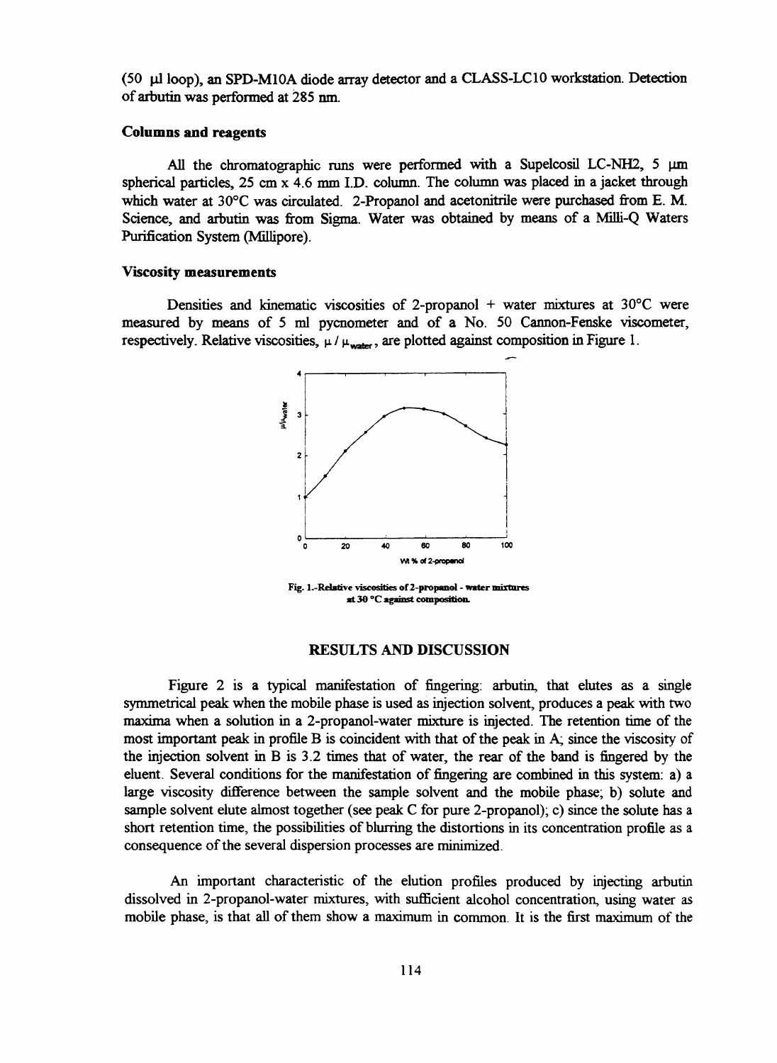(50 µl loop), an SPD-M10A diode array detector and a CLASS-LC10 workstation. Detection of arbutin was performed at 285 nm.

### Columns and reagents

All the chromatographic runs were performed with a Supelcosil LC-NH2, 5 µm spherical particles, 25 cm x 4.6 mm I.D. column. The column was placed in a jacket through which water at 30°C was circulated. 2-Propanol and acetonitrile were purchased from E. M. Science, and arbutin was from Sigma. Water was obtained by means of a Milli-Q Waters Purification System (Millipore).

### Viscosity measurements

Densities and kinematic viscosities of 2-propanol + water mixtures at 30°C were measured by means of 5 ml pycnometer and of a No. 50 Cannon-Fenske viscometer, respectively. Relative viscosities, $\mu / \mu_{water}$, are plotted against composition in Figure 1.

Fig. 1.-Relative viscosities of 2-propanol - water mixtures at 30 °C against composition.

## RESULTS AND DISCUSSION

Figure 2 is a typical manifestation of fingering: arbutin, that elutes as a single symmetrical peak when the mobile phase is used as injection solvent, produces a peak with two maxima when a solution in a 2-propanol-water mixture is injected. The retention time of the most important peak in profile B is coincident with that of the peak in A; since the viscosity of the injection solvent in B is 3.2 times that of water, the rear of the band is fingered by the eluent. Several conditions for the manifestation of fingering are combined in this system: a) a large viscosity difference between the sample solvent and the mobile phase; b) solute and sample solvent elute almost together (see peak C for pure 2-propanol); c) since the solute has a short retention time, the possibilities of blurring the distortions in its concentration profile as a consequence of the several dispersion processes are minimized.

An important characteristic of the elution profiles produced by injecting arbutin dissolved in 2-propanol-water mixtures, with sufficient alcohol concentration, using water as mobile phase, is that all of them show a maximum in common. It is the first maximum of the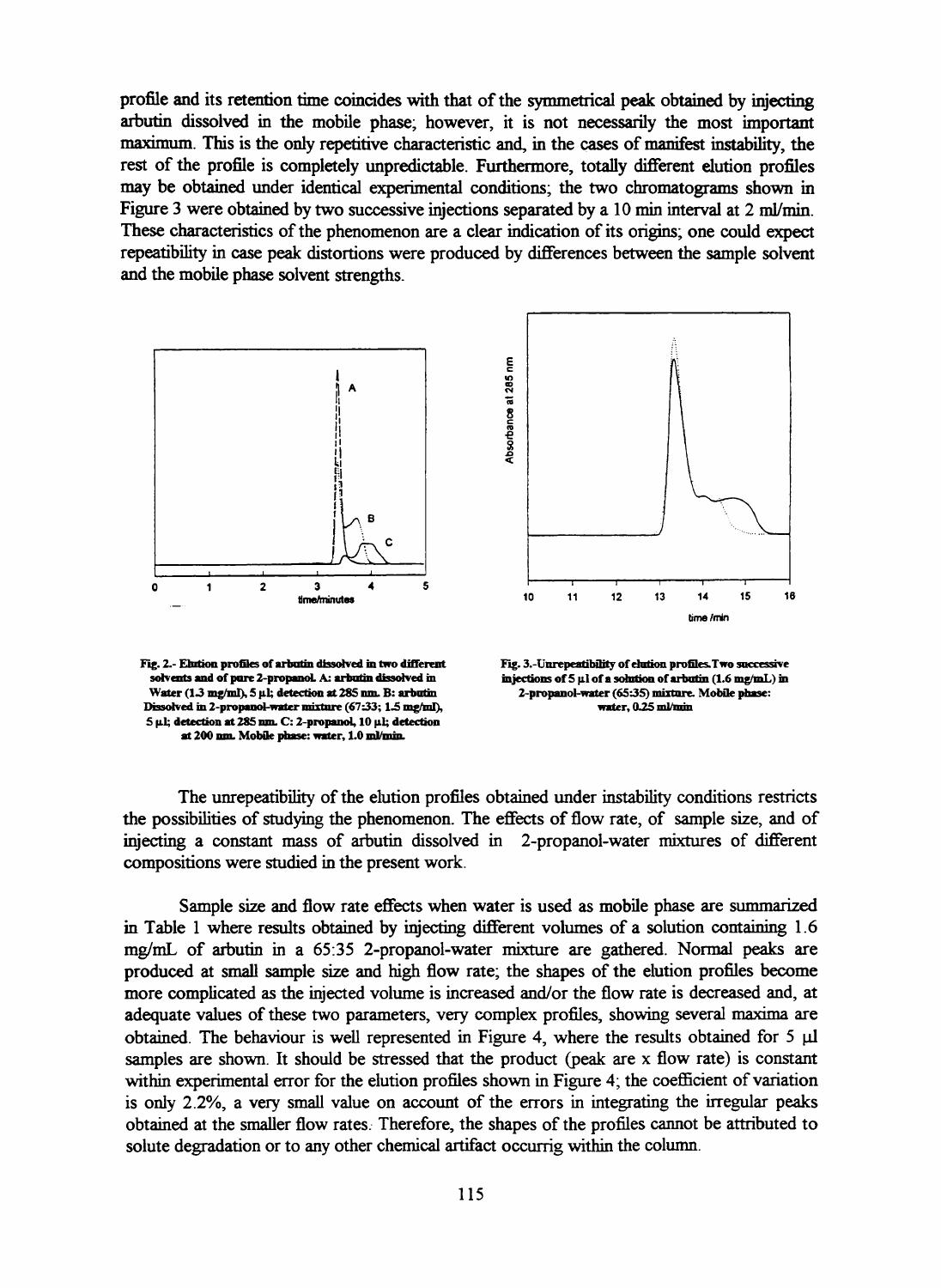profile and its retention time coincides with that of the symmetrical peak obtained by injecting arbutin dissolved in the mobile phase; however, it is not necessarily the most important maximum. This is the only repetitive characteristic and, in the cases of manifest instability, the rest of the profile is completely unpredictable. Furthermore, totally different elution profiles may be obtained under identical experimental conditions; the two chromatograms shown in Figure 3 were obtained by two successive injections separated by a 10 min interval at 2 ml/min. These characteristics of the phenomenon are a clear indication of its origins; one could expect repeatibility in case peak distortions were produced by differences between the sample solvent and the mobile phase solvent strengths.

**Fig. 2.- Elution profiles of arbutin dissolved in two different solvents and of pure 2-propanol. A: arbutin dissolved in Water (1.3 mg/ml), 5 µl; detection at 285 nm. B: arbutin Dissolved in 2-propanol-water mixture (67:33; 1.5 mg/ml), 5 µl; detection at 285 nm. C: 2-propanol, 10 µl; detection at 200 nm. Mobile phase: water, 1.0 ml/min.**

**Fig. 3.-Unrepeatibility of elution profiles. Two successive injections of 5 µl of a solution of arbutin (1.6 mg/mL) in 2-propanol-water (65:35) mixture. Mobile phase: water, 0.25 ml/min**

The unrepeatibility of the elution profiles obtained under instability conditions restricts the possibilities of studying the phenomenon. The effects of flow rate, of sample size, and of injecting a constant mass of arbutin dissolved in 2-propanol-water mixtures of different compositions were studied in the present work.

Sample size and flow rate effects when water is used as mobile phase are summarized in Table 1 where results obtained by injecting different volumes of a solution containing 1.6 mg/mL of arbutin in a 65:35 2-propanol-water mixture are gathered. Normal peaks are produced at small sample size and high flow rate; the shapes of the elution profiles become more complicated as the injected volume is increased and/or the flow rate is decreased and, at adequate values of these two parameters, very complex profiles, showing several maxima are obtained. The behaviour is well represented in Figure 4, where the results obtained for 5 µl samples are shown. It should be stressed that the product (peak are x flow rate) is constant within experimental error for the elution profiles shown in Figure 4; the coefficient of variation is only 2.2%, a very small value on account of the errors in integrating the irregular peaks obtained at the smaller flow rates. Therefore, the shapes of the profiles cannot be attributed to solute degradation or to any other chemical artifact occurrig within the column.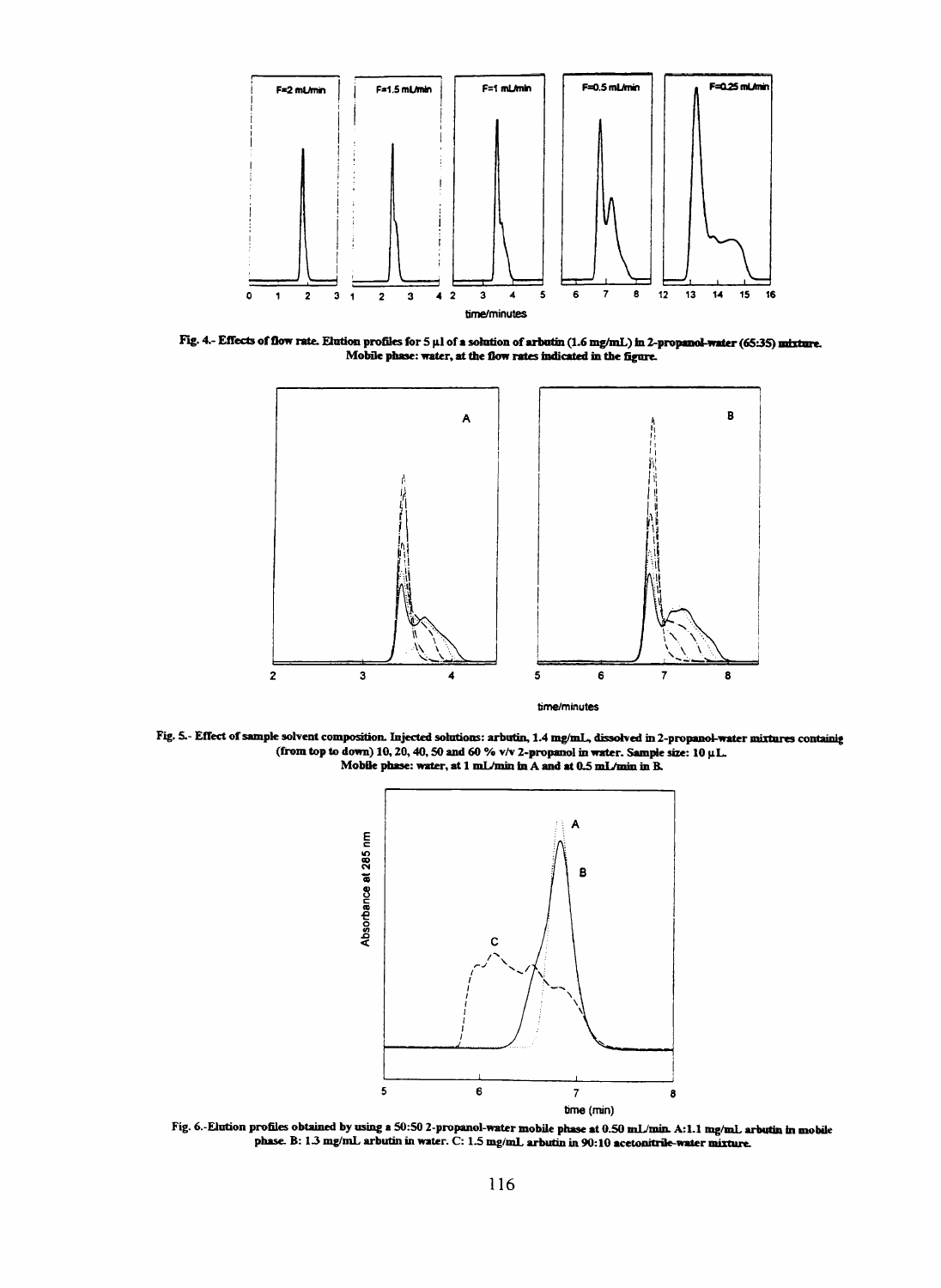Fig. 4.- Effects of flow rate. Elution profiles for 5 µl of a solution of arbutin (1.6 mg/mL) in 2-propanol-water (65:35) mixture. Mobile phase: water, at the flow rates indicated in the figure.

Fig. 5.- Effect of sample solvent composition. Injected solutions: arbutin, 1.4 mg/mL, dissolved in 2-propanol-water mixtures containig (from top to down) 10, 20, 40, 50 and 60 % v/v 2-propanol in water. Sample size: 10 µL. Mobile phase: water, at 1 mL/min in A and at 0.5 mL/min in B.

Fig. 6.-Elution profiles obtained by using a 50:50 2-propanol-water mobile phase at 0.50 mL/min. A: 1.1 mg/mL arbutin in mobile phase. B: 1.3 mg/mL arbutin in water. C: 1.5 mg/mL arbutin in 90:10 acetonitrile-water mixture.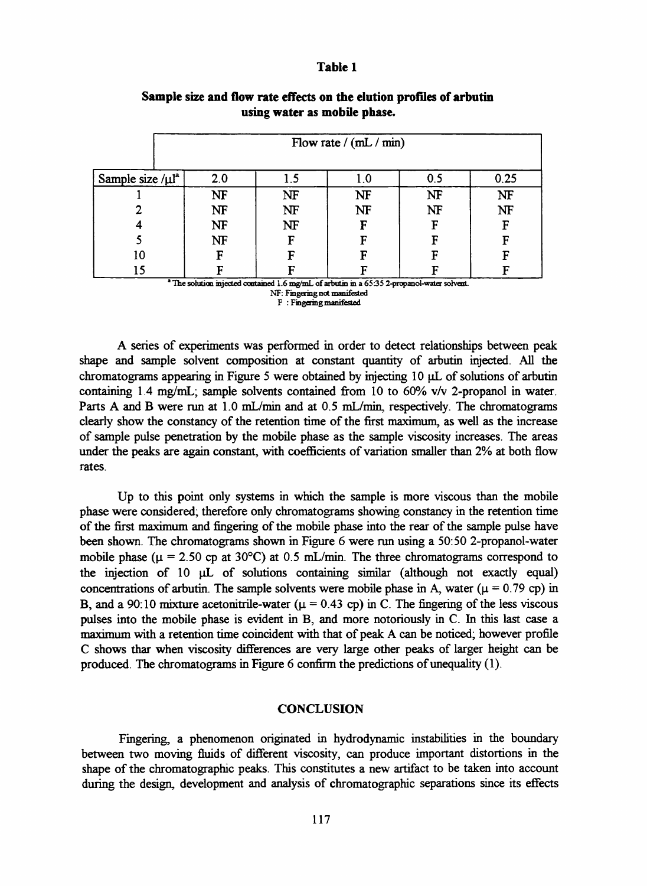**Table 1**

**Sample size and flow rate effects on the elution profiles of arbutin using water as mobile phase.**

| | Flow rate / (mL / min) | | | | |
|---|---|---|---|---|---|
| Sample size /μl[a] | 2.0 | 1.5 | 1.0 | 0.5 | 0.25 |
| 1 | NF | NF | NF | NF | NF |
| 2 | NF | NF | NF | NF | NF |
| 4 | NF | NF | F | F | F |
| 5 | NF | F | F | F | F |
| 10 | F | F | F | F | F |
| 15 | F | F | F | F | F |

[a] The solution injected contained 1.6 mg/mL of arbutin in a 65:35 2-propanol-water solvent.
NF: Fingering not manifested
F : Fingering manifested

A series of experiments was performed in order to detect relationships between peak shape and sample solvent composition at constant quantity of arbutin injected. All the chromatograms appearing in Figure 5 were obtained by injecting 10 μL of solutions of arbutin containing 1.4 mg/mL; sample solvents contained from 10 to 60% v/v 2-propanol in water. Parts A and B were run at 1.0 mL/min and at 0.5 mL/min, respectively. The chromatograms clearly show the constancy of the retention time of the first maximum, as well as the increase of sample pulse penetration by the mobile phase as the sample viscosity increases. The areas under the peaks are again constant, with coefficients of variation smaller than 2% at both flow rates.

Up to this point only systems in which the sample is more viscous than the mobile phase were considered; therefore only chromatograms showing constancy in the retention time of the first maximum and fingering of the mobile phase into the rear of the sample pulse have been shown. The chromatograms shown in Figure 6 were run using a 50:50 2-propanol-water mobile phase ($\mu$ = 2.50 cp at 30°C) at 0.5 mL/min. The three chromatograms correspond to the injection of 10 μL of solutions containing similar (although not exactly equal) concentrations of arbutin. The sample solvents were mobile phase in A, water ($\mu$ = 0.79 cp) in B, and a 90:10 mixture acetonitrile-water ($\mu$ = 0.43 cp) in C. The fingering of the less viscous pulses into the mobile phase is evident in B, and more notoriously in C. In this last case a maximum with a retention time coincident with that of peak A can be noticed; however profile C shows thar when viscosity differences are very large other peaks of larger height can be produced. The chromatograms in Figure 6 confirm the predictions of unequality (1).

## CONCLUSION

Fingering, a phenomenon originated in hydrodynamic instabilities in the boundary between two moving fluids of different viscosity, can produce important distortions in the shape of the chromatographic peaks. This constitutes a new artifact to be taken into account during the design, development and analysis of chromatographic separations since its effects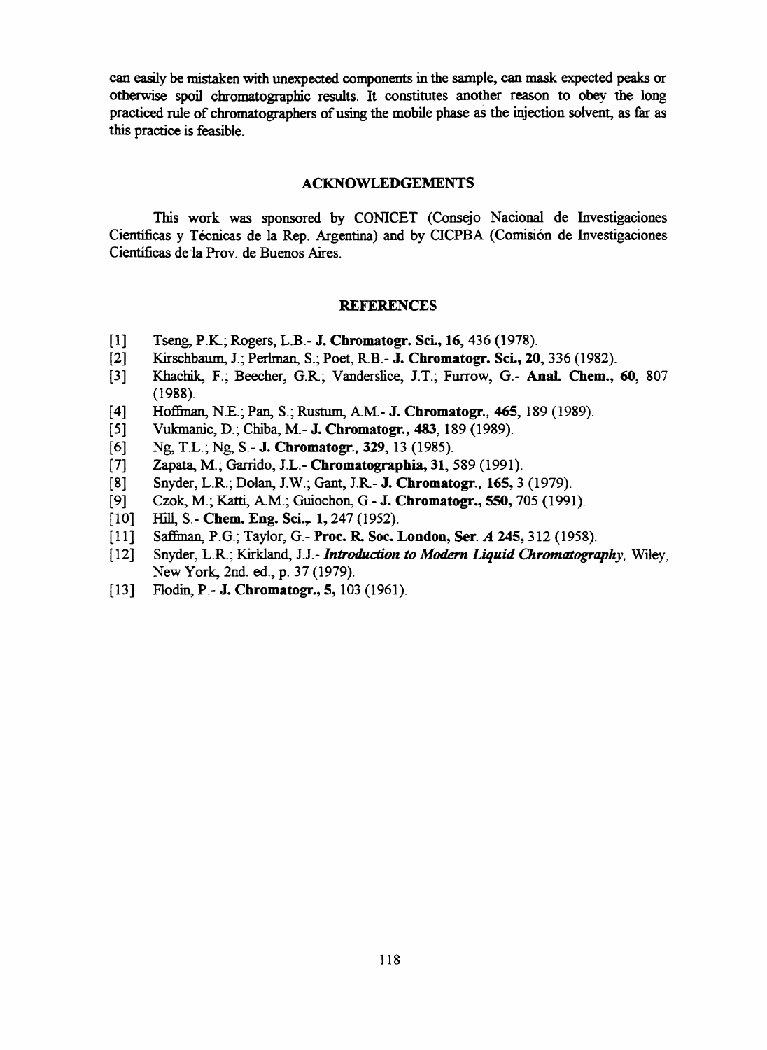can easily be mistaken with unexpected components in the sample, can mask expected peaks or otherwise spoil chromatographic results. It constitutes another reason to obey the long practiced rule of chromatographers of using the mobile phase as the injection solvent, as far as this practice is feasible.

## ACKNOWLEDGEMENTS

This work was sponsored by CONICET (Consejo Nacional de Investigaciones Científicas y Técnicas de la Rep. Argentina) and by CICPBA (Comisión de Investigaciones Científicas de la Prov. de Buenos Aires.

## REFERENCES

[1] Tseng, P.K.; Rogers, L.B.- **J. Chromatogr. Sci., 16**, 436 (1978).

[2] Kirschbaum, J.; Perlman, S.; Poet, R.B.- **J. Chromatogr. Sci., 20**, 336 (1982).

[3] Khachik, F.; Beecher, G.R.; Vanderslice, J.T.; Furrow, G.- **Anal. Chem., 60**, 807 (1988).

[4] Hoffman, N.E.; Pan, S.; Rustum, A.M.- **J. Chromatogr., 465**, 189 (1989).

[5] Vukmanic, D.; Chiba, M.- **J. Chromatogr., 483**, 189 (1989).

[6] Ng, T.L.; Ng, S.- **J. Chromatogr., 329**, 13 (1985).

[7] Zapata, M.; Garrido, J.L.- **Chromatographia, 31**, 589 (1991).

[8] Snyder, L.R.; Dolan, J.W.; Gant, J.R.- **J. Chromatogr., 165,** 3 (1979).

[9] Czok, M.; Katti, A.M.; Guiochon, G.- **J. Chromatogr., 550,** 705 (1991).

[10] Hill, S.- **Chem. Eng. Sci., 1,** 247 (1952).

[11] Saffman, P.G.; Taylor, G.- **Proc. R. Soc. London, Ser.** ***A*** **245,** 312 (1958).

[12] Snyder, L.R.; Kirkland, J.J.- ***Introduction to Modern Liquid Chromatography***, Wiley, New York, 2nd. ed., p. 37 (1979).

[13] Flodin, P.- **J. Chromatogr., 5,** 103 (1961).